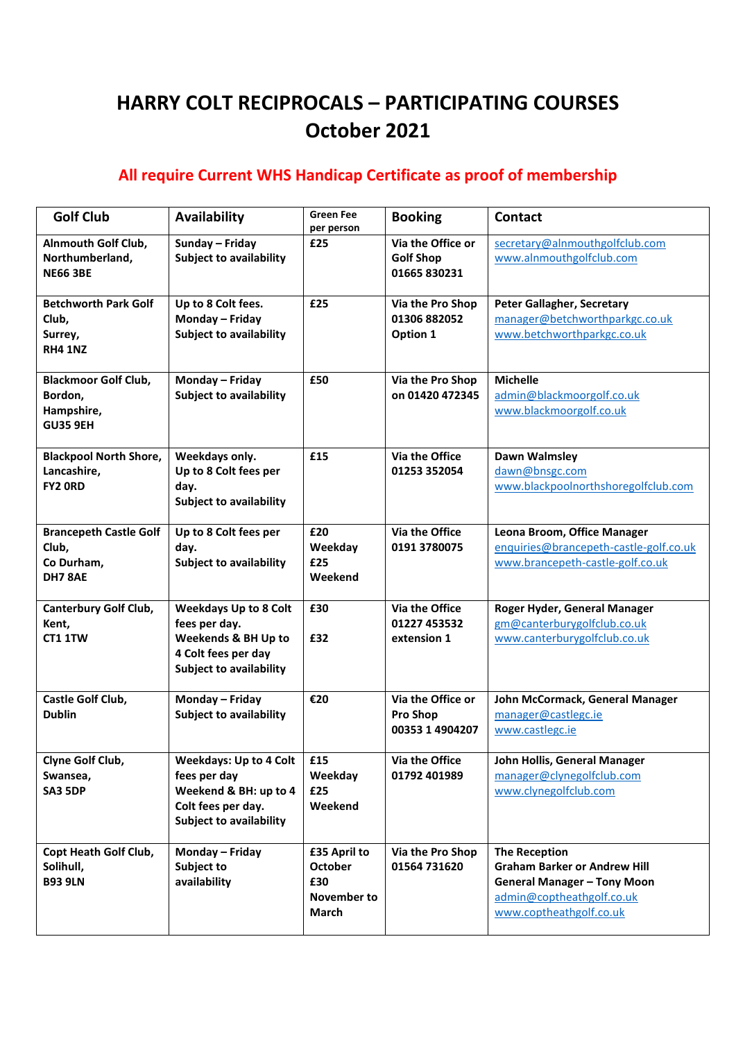# HARRY COLT RECIPROCALS – PARTICIPATING COURSES
# October 2021

## All require Current WHS Handicap Certificate as proof of membership

| Golf Club | Availability | Green Fee per person | Booking | Contact |
|---|---|---|---|---|
| **Alnmouth Golf Club, Northumberland, NE66 3BE** | **Sunday – Friday Subject to availability** | **£25** | **Via the Office or Golf Shop 01665 830231** | secretary@alnmouthgolfclub.com www.alnmouthgolfclub.com |
| **Betchworth Park Golf Club, Surrey, RH4 1NZ** | **Up to 8 Colt fees. Monday – Friday Subject to availability** | **£25** | **Via the Pro Shop 01306 882052 Option 1** | **Peter Gallagher, Secretary** manager@betchworthparkgc.co.uk www.betchworthparkgc.co.uk |
| **Blackmoor Golf Club, Bordon, Hampshire, GU35 9EH** | **Monday – Friday Subject to availability** | **£50** | **Via the Pro Shop on 01420 472345** | **Michelle** admin@blackmoorgolf.co.uk www.blackmoorgolf.co.uk |
| **Blackpool North Shore, Lancashire, FY2 0RD** | **Weekdays only. Up to 8 Colt fees per day. Subject to availability** | **£15** | **Via the Office 01253 352054** | **Dawn Walmsley** dawn@bnsgc.com www.blackpoolnorthshoregolfclub.com |
| **Brancepeth Castle Golf Club, Co Durham, DH7 8AE** | **Up to 8 Colt fees per day. Subject to availability** | **£20 Weekday £25 Weekend** | **Via the Office 0191 3780075** | **Leona Broom, Office Manager** enquiries@brancepeth-castle-golf.co.uk www.brancepeth-castle-golf.co.uk |
| **Canterbury Golf Club, Kent, CT1 1TW** | **Weekdays Up to 8 Colt fees per day. Weekends & BH Up to 4 Colt fees per day Subject to availability** | **£30 £32** | **Via the Office 01227 453532 extension 1** | **Roger Hyder, General Manager** gm@canterburygolfclub.co.uk www.canterburygolfclub.co.uk |
| **Castle Golf Club, Dublin** | **Monday – Friday Subject to availability** | **€20** | **Via the Office or Pro Shop 00353 1 4904207** | **John McCormack, General Manager** manager@castlegc.ie www.castlegc.ie |
| **Clyne Golf Club, Swansea, SA3 5DP** | **Weekdays: Up to 4 Colt fees per day Weekend & BH: up to 4 Colt fees per day. Subject to availability** | **£15 Weekday £25 Weekend** | **Via the Office 01792 401989** | **John Hollis, General Manager** manager@clynegolfclub.com www.clynegolfclub.com |
| **Copt Heath Golf Club, Solihull, B93 9LN** | **Monday – Friday Subject to availability** | **£35 April to October £30 November to March** | **Via the Pro Shop 01564 731620** | **The Reception Graham Barker or Andrew Hill General Manager – Tony Moon** admin@coptheathgolf.co.uk www.coptheathgolf.co.uk |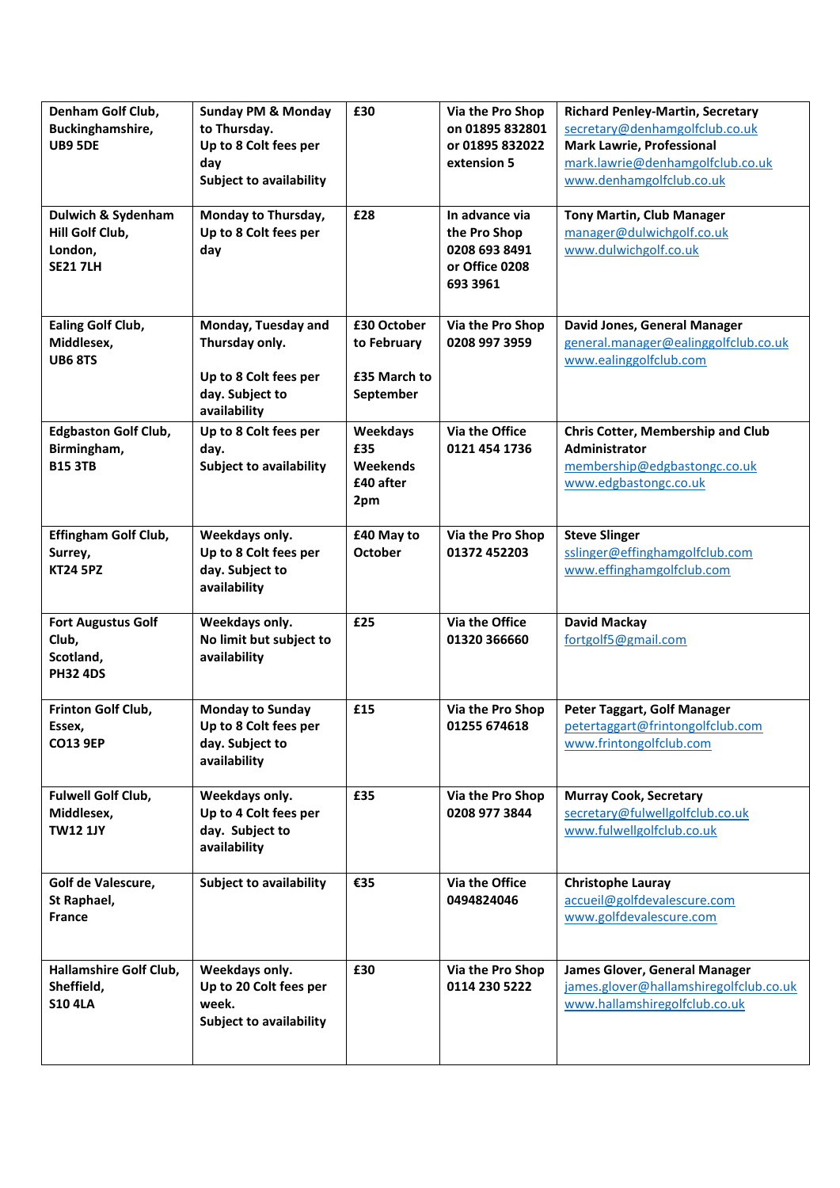| | | | | |
|---|---|---|---|---|
| **Denham Golf Club, Buckinghamshire, UB9 5DE** | **Sunday PM & Monday to Thursday. Up to 8 Colt fees per day Subject to availability** | **£30** | **Via the Pro Shop on 01895 832801 or 01895 832022 extension 5** | **Richard Penley-Martin, Secretary** secretary@denhamgolfclub.co.uk **Mark Lawrie, Professional** mark.lawrie@denhamgolfclub.co.uk www.denhamgolfclub.co.uk |
| **Dulwich & Sydenham Hill Golf Club, London, SE21 7LH** | **Monday to Thursday, Up to 8 Colt fees per day** | **£28** | **In advance via the Pro Shop 0208 693 8491 or Office 0208 693 3961** | **Tony Martin, Club Manager** manager@dulwichgolf.co.uk www.dulwichgolf.co.uk |
| **Ealing Golf Club, Middlesex, UB6 8TS** | **Monday, Tuesday and Thursday only. Up to 8 Colt fees per day. Subject to availability** | **£30 October to February £35 March to September** | **Via the Pro Shop 0208 997 3959** | **David Jones, General Manager** general.manager@ealinggolfclub.co.uk www.ealinggolfclub.com |
| **Edgbaston Golf Club, Birmingham, B15 3TB** | **Up to 8 Colt fees per day. Subject to availability** | **Weekdays £35 Weekends £40 after 2pm** | **Via the Office 0121 454 1736** | **Chris Cotter, Membership and Club Administrator** membership@edgbastongc.co.uk www.edgbastongc.co.uk |
| **Effingham Golf Club, Surrey, KT24 5PZ** | **Weekdays only. Up to 8 Colt fees per day. Subject to availability** | **£40 May to October** | **Via the Pro Shop 01372 452203** | **Steve Slinger** sslinger@effinghamgolfclub.com www.effinghamgolfclub.com |
| **Fort Augustus Golf Club, Scotland, PH32 4DS** | **Weekdays only. No limit but subject to availability** | **£25** | **Via the Office 01320 366660** | **David Mackay** fortgolf5@gmail.com |
| **Frinton Golf Club, Essex, CO13 9EP** | **Monday to Sunday Up to 8 Colt fees per day. Subject to availability** | **£15** | **Via the Pro Shop 01255 674618** | **Peter Taggart, Golf Manager** petertaggart@frintongolfclub.com www.frintongolfclub.com |
| **Fulwell Golf Club, Middlesex, TW12 1JY** | **Weekdays only. Up to 4 Colt fees per day. Subject to availability** | **£35** | **Via the Pro Shop 0208 977 3844** | **Murray Cook, Secretary** secretary@fulwellgolfclub.co.uk www.fulwellgolfclub.co.uk |
| **Golf de Valescure, St Raphael, France** | **Subject to availability** | **€35** | **Via the Office 0494824046** | **Christophe Lauray** accueil@golfdevalescure.com www.golfdevalescure.com |
| **Hallamshire Golf Club, Sheffield, S10 4LA** | **Weekdays only. Up to 20 Colt fees per week. Subject to availability** | **£30** | **Via the Pro Shop 0114 230 5222** | **James Glover, General Manager** james.glover@hallamshiregolfclub.co.uk www.hallamshiregolfclub.co.uk |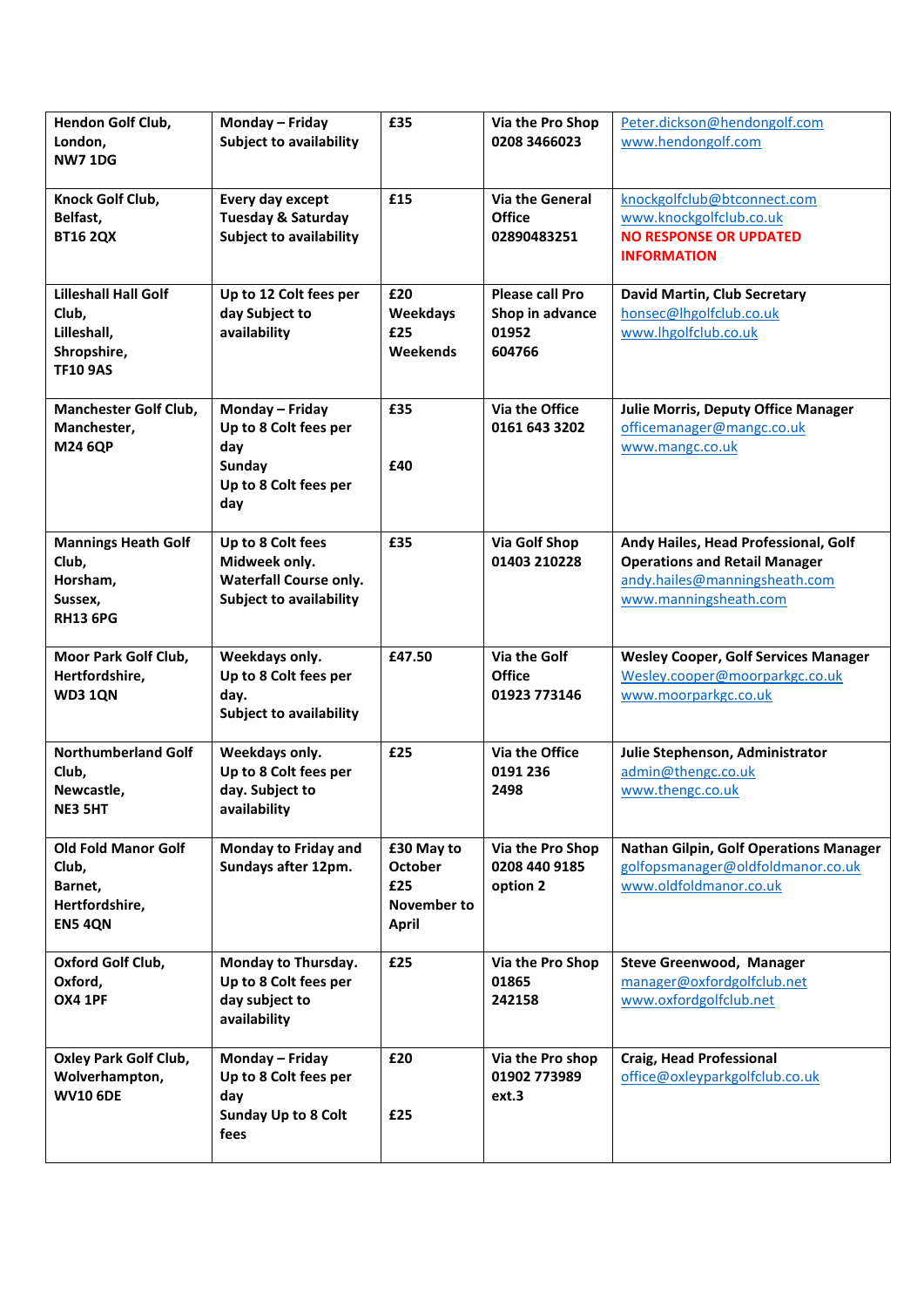| | | | | |
|---|---|---|---|---|
| **Hendon Golf Club, London, NW7 1DG** | **Monday – Friday Subject to availability** | **£35** | **Via the Pro Shop 0208 3466023** | Peter.dickson@hendongolf.com www.hendongolf.com |
| **Knock Golf Club, Belfast, BT16 2QX** | **Every day except Tuesday & Saturday Subject to availability** | **£15** | **Via the General Office 02890483251** | knockgolfclub@btconnect.com www.knockgolfclub.co.uk **NO RESPONSE OR UPDATED INFORMATION** |
| **Lilleshall Hall Golf Club, Lilleshall, Shropshire, TF10 9AS** | **Up to 12 Colt fees per day Subject to availability** | **£20 Weekdays £25 Weekends** | **Please call Pro Shop in advance 01952 604766** | **David Martin, Club Secretary** honsec@lhgolfclub.co.uk www.lhgolfclub.co.uk |
| **Manchester Golf Club, Manchester, M24 6QP** | **Monday – Friday Up to 8 Colt fees per day Sunday Up to 8 Colt fees per day** | **£35** **£40** | **Via the Office 0161 643 3202** | **Julie Morris, Deputy Office Manager** officemanager@mangc.co.uk www.mangc.co.uk |
| **Mannings Heath Golf Club, Horsham, Sussex, RH13 6PG** | **Up to 8 Colt fees Midweek only. Waterfall Course only. Subject to availability** | **£35** | **Via Golf Shop 01403 210228** | **Andy Hailes, Head Professional, Golf Operations and Retail Manager** andy.hailes@manningsheath.com www.manningsheath.com |
| **Moor Park Golf Club, Hertfordshire, WD3 1QN** | **Weekdays only. Up to 8 Colt fees per day. Subject to availability** | **£47.50** | **Via the Golf Office 01923 773146** | **Wesley Cooper, Golf Services Manager** Wesley.cooper@moorparkgc.co.uk www.moorparkgc.co.uk |
| **Northumberland Golf Club, Newcastle, NE3 5HT** | **Weekdays only. Up to 8 Colt fees per day. Subject to availability** | **£25** | **Via the Office 0191 236 2498** | **Julie Stephenson, Administrator** admin@thengc.co.uk www.thengc.co.uk |
| **Old Fold Manor Golf Club, Barnet, Hertfordshire, EN5 4QN** | **Monday to Friday and Sundays after 12pm.** | **£30 May to October £25 November to April** | **Via the Pro Shop 0208 440 9185 option 2** | **Nathan Gilpin, Golf Operations Manager** golfopsmanager@oldfoldmanor.co.uk www.oldfoldmanor.co.uk |
| **Oxford Golf Club, Oxford, OX4 1PF** | **Monday to Thursday. Up to 8 Colt fees per day subject to availability** | **£25** | **Via the Pro Shop 01865 242158** | **Steve Greenwood, Manager** manager@oxfordgolfclub.net www.oxfordgolfclub.net |
| **Oxley Park Golf Club, Wolverhampton, WV10 6DE** | **Monday – Friday Up to 8 Colt fees per day Sunday Up to 8 Colt fees** | **£20** **£25** | **Via the Pro shop 01902 773989 ext.3** | **Craig, Head Professional** office@oxleyparkgolfclub.co.uk |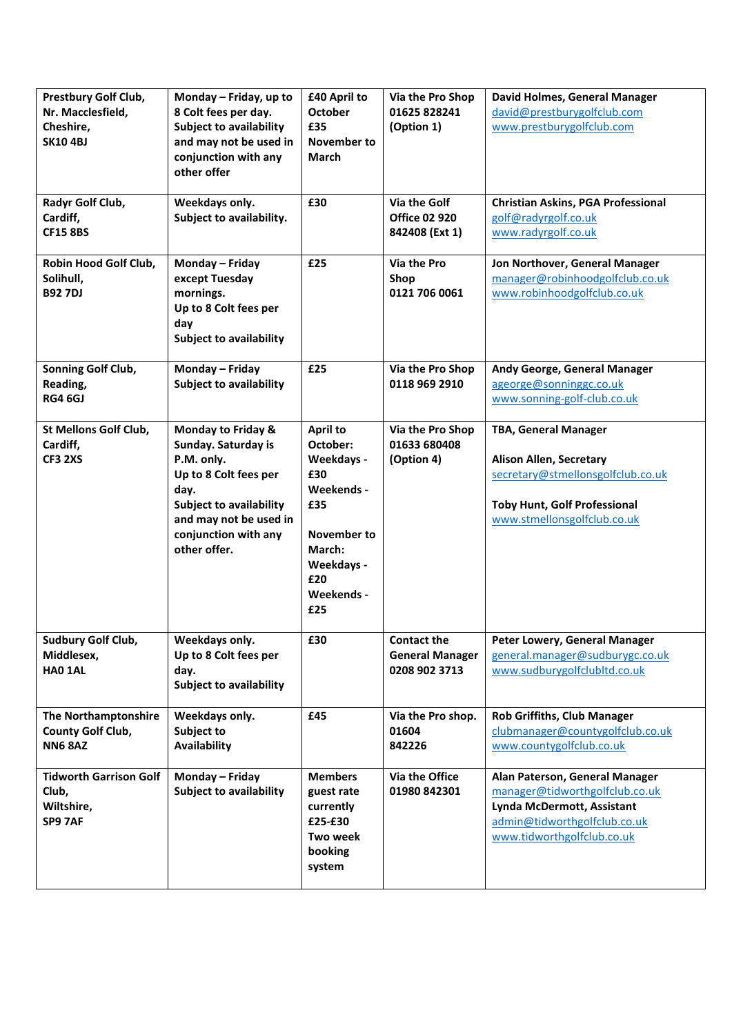| | | | | |
|---|---|---|---|---|
| **Prestbury Golf Club, Nr. Macclesfield, Cheshire, SK10 4BJ** | **Monday – Friday, up to 8 Colt fees per day. Subject to availability and may not be used in conjunction with any other offer** | **£40 April to October £35 November to March** | **Via the Pro Shop 01625 828241 (Option 1)** | **David Holmes, General Manager** david@prestburygolfclub.com www.prestburygolfclub.com |
| **Radyr Golf Club, Cardiff, CF15 8BS** | **Weekdays only. Subject to availability.** | **£30** | **Via the Golf Office 02 920 842408 (Ext 1)** | **Christian Askins, PGA Professional** golf@radyrgolf.co.uk www.radyrgolf.co.uk |
| **Robin Hood Golf Club, Solihull, B92 7DJ** | **Monday – Friday except Tuesday mornings. Up to 8 Colt fees per day Subject to availability** | **£25** | **Via the Pro Shop 0121 706 0061** | **Jon Northover, General Manager** manager@robinhoodgolfclub.co.uk www.robinhoodgolfclub.co.uk |
| **Sonning Golf Club, Reading, RG4 6GJ** | **Monday – Friday Subject to availability** | **£25** | **Via the Pro Shop 0118 969 2910** | **Andy George, General Manager** ageorge@sonninggc.co.uk www.sonning-golf-club.co.uk |
| **St Mellons Golf Club, Cardiff, CF3 2XS** | **Monday to Friday & Sunday. Saturday is P.M. only. Up to 8 Colt fees per day. Subject to availability and may not be used in conjunction with any other offer.** | **April to October: Weekdays - £30 Weekends - £35 November to March: Weekdays - £20 Weekends - £25** | **Via the Pro Shop 01633 680408 (Option 4)** | **TBA, General Manager** **Alison Allen, Secretary** secretary@stmellonsgolfclub.co.uk **Toby Hunt, Golf Professional** www.stmellonsgolfclub.co.uk |
| **Sudbury Golf Club, Middlesex, HA0 1AL** | **Weekdays only. Up to 8 Colt fees per day. Subject to availability** | **£30** | **Contact the General Manager 0208 902 3713** | **Peter Lowery, General Manager** general.manager@sudburygc.co.uk www.sudburygolfclubltd.co.uk |
| **The Northamptonshire County Golf Club, NN6 8AZ** | **Weekdays only. Subject to Availability** | **£45** | **Via the Pro shop. 01604 842226** | **Rob Griffiths, Club Manager** clubmanager@countygolfclub.co.uk www.countygolfclub.co.uk |
| **Tidworth Garrison Golf Club, Wiltshire, SP9 7AF** | **Monday – Friday Subject to availability** | **Members guest rate currently £25-£30 Two week booking system** | **Via the Office 01980 842301** | **Alan Paterson, General Manager** manager@tidworthgolfclub.co.uk **Lynda McDermott, Assistant** admin@tidworthgolfclub.co.uk www.tidworthgolfclub.co.uk |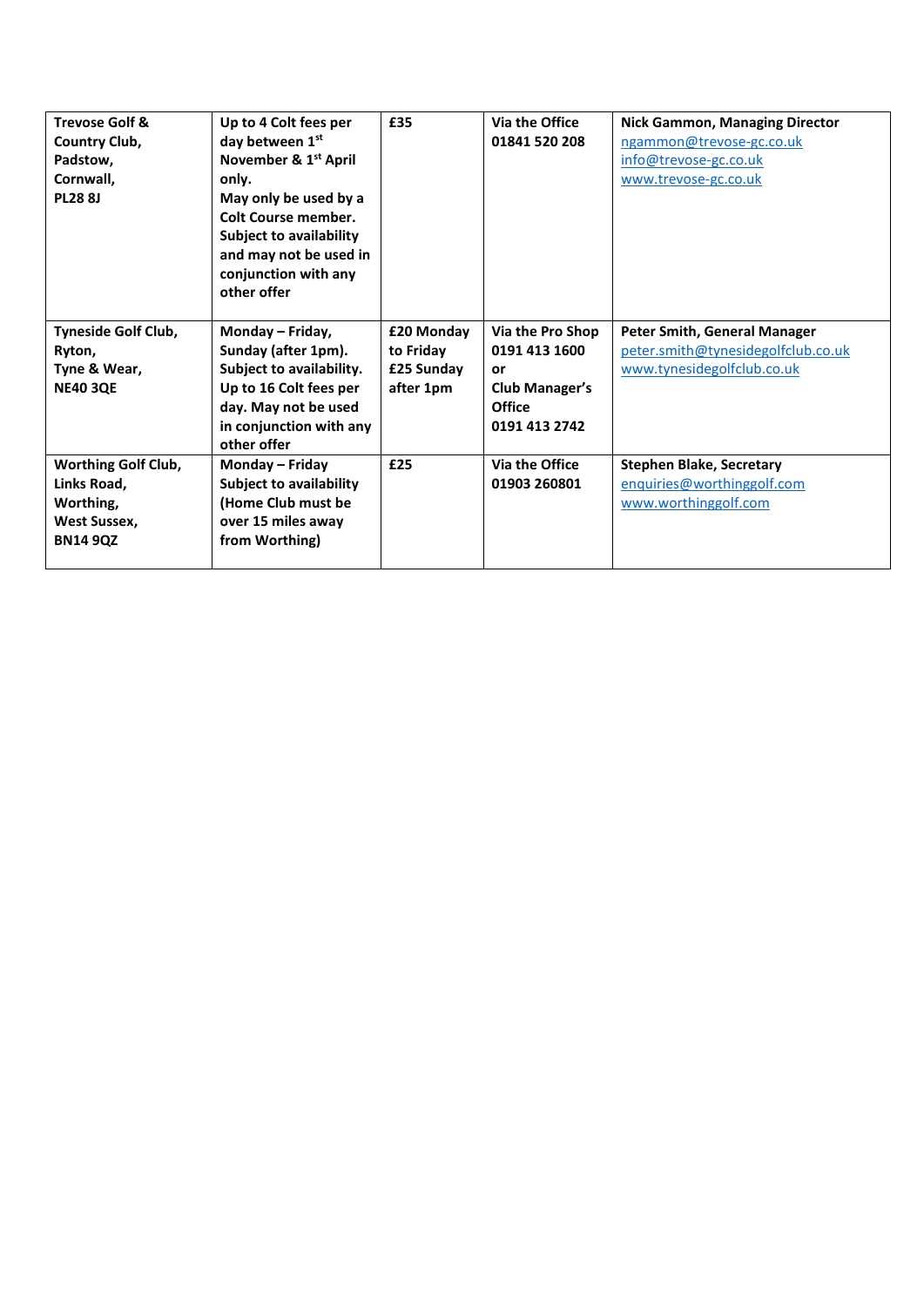| | | | | |
|---|---|---|---|---|
| **Trevose Golf & Country Club, Padstow, Cornwall, PL28 8J** | **Up to 4 Colt fees per day between 1st November & 1st April only. May only be used by a Colt Course member. Subject to availability and may not be used in conjunction with any other offer** | **£35** | **Via the Office 01841 520 208** | **Nick Gammon, Managing Director** ngammon@trevose-gc.co.uk info@trevose-gc.co.uk www.trevose-gc.co.uk |
| **Tyneside Golf Club, Ryton, Tyne & Wear, NE40 3QE** | **Monday – Friday, Sunday (after 1pm). Subject to availability. Up to 16 Colt fees per day. May not be used in conjunction with any other offer** | **£20 Monday to Friday £25 Sunday after 1pm** | **Via the Pro Shop 0191 413 1600 or Club Manager's Office 0191 413 2742** | **Peter Smith, General Manager** peter.smith@tynesidegolfclub.co.uk www.tynesidegolfclub.co.uk |
| **Worthing Golf Club, Links Road, Worthing, West Sussex, BN14 9QZ** | **Monday – Friday Subject to availability (Home Club must be over 15 miles away from Worthing)** | **£25** | **Via the Office 01903 260801** | **Stephen Blake, Secretary** enquiries@worthinggolf.com www.worthinggolf.com |